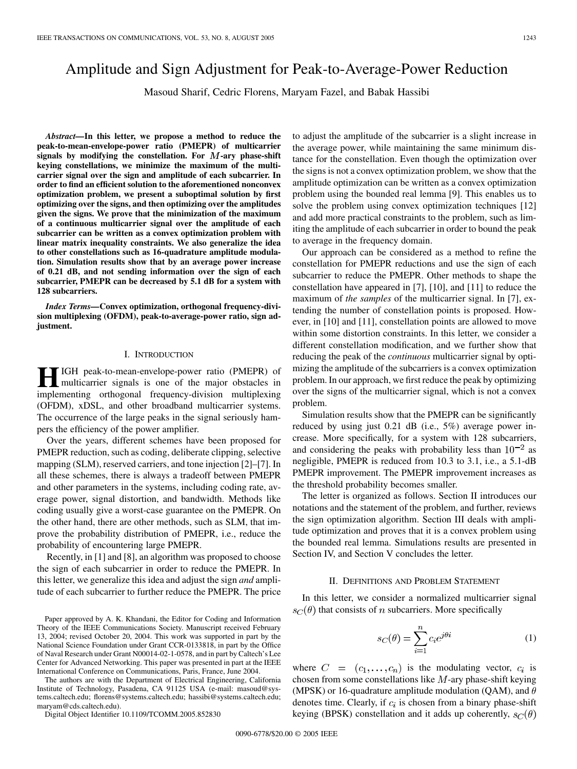# Amplitude and Sign Adjustment for Peak-to-Average-Power Reduction

Masoud Sharif, Cedric Florens, Maryam Fazel, and Babak Hassibi

***Abstract*—In this letter, we propose a method to reduce the peak-to-mean-envelope-power ratio (PMEPR) of multicarrier signals by modifying the constellation. For $M$-ary phase-shift keying constellations, we minimize the maximum of the multicarrier signal over the sign and amplitude of each subcarrier. In order to find an efficient solution to the aforementioned nonconvex optimization problem, we present a suboptimal solution by first optimizing over the signs, and then optimizing over the amplitudes given the signs. We prove that the minimization of the maximum of a continuous multicarrier signal over the amplitude of each subcarrier can be written as a convex optimization problem with linear matrix inequality constraints. We also generalize the idea to other constellations such as 16-quadrature amplitude modulation. Simulation results show that by an average power increase of 0.21 dB, and not sending information over the sign of each subcarrier, PMEPR can be decreased by 5.1 dB for a system with 128 subcarriers.**

***Index Terms*—Convex optimization, orthogonal frequency-division multiplexing (OFDM), peak-to-average-power ratio, sign adjustment.**

## I. Introduction

High peak-to-mean-envelope-power ratio (PMEPR) of multicarrier signals is one of the major obstacles in implementing orthogonal frequency-division multiplexing (OFDM), xDSL, and other broadband multicarrier systems. The occurrence of the large peaks in the signal seriously hampers the efficiency of the power amplifier.

Over the years, different schemes have been proposed for PMEPR reduction, such as coding, deliberate clipping, selective mapping (SLM), reserved carriers, and tone injection [2]–[7]. In all these schemes, there is always a tradeoff between PMEPR and other parameters in the systems, including coding rate, average power, signal distortion, and bandwidth. Methods like coding usually give a worst-case guarantee on the PMEPR. On the other hand, there are other methods, such as SLM, that improve the probability distribution of PMEPR, i.e., reduce the probability of encountering large PMEPR.

Recently, in [1] and [8], an algorithm was proposed to choose the sign of each subcarrier in order to reduce the PMEPR. In this letter, we generalize this idea and adjust the sign *and* amplitude of each subcarrier to further reduce the PMEPR. The price to adjust the amplitude of the subcarrier is a slight increase in the average power, while maintaining the same minimum distance for the constellation. Even though the optimization over the signs is not a convex optimization problem, we show that the amplitude optimization can be written as a convex optimization problem using the bounded real lemma [9]. This enables us to solve the problem using convex optimization techniques [12] and add more practical constraints to the problem, such as limiting the amplitude of each subcarrier in order to bound the peak to average in the frequency domain.

Our approach can be considered as a method to refine the constellation for PMEPR reductions and use the sign of each subcarrier to reduce the PMEPR. Other methods to shape the constellation have appeared in [7], [10], and [11] to reduce the maximum of *the samples* of the multicarrier signal. In [7], extending the number of constellation points is proposed. However, in [10] and [11], constellation points are allowed to move within some distortion constraints. In this letter, we consider a different constellation modification, and we further show that reducing the peak of the *continuous* multicarrier signal by optimizing the amplitude of the subcarriers is a convex optimization problem. In our approach, we first reduce the peak by optimizing over the signs of the multicarrier signal, which is not a convex problem.

Simulation results show that the PMEPR can be significantly reduced by using just 0.21 dB (i.e., 5%) average power increase. More specifically, for a system with 128 subcarriers, and considering the peaks with probability less than $10^{-2}$ as negligible, PMEPR is reduced from 10.3 to 3.1, i.e., a 5.1-dB PMEPR improvement. The PMEPR improvement increases as the threshold probability becomes smaller.

The letter is organized as follows. Section II introduces our notations and the statement of the problem, and further, reviews the sign optimization algorithm. Section III deals with amplitude optimization and proves that it is a convex problem using the bounded real lemma. Simulations results are presented in Section IV, and Section V concludes the letter.

## II. Definitions and Problem Statement

In this letter, we consider a normalized multicarrier signal $s_C(\theta)$ that consists of $n$ subcarriers. More specifically

$$s_C(\theta) = \sum_{i=1}^{n} c_i e^{j\theta i} \tag{1}$$

where $C = (c_1, \ldots, c_n)$ is the modulating vector, $c_i$ is chosen from some constellations like $M$-ary phase-shift keying (MPSK) or 16-quadrature amplitude modulation (QAM), and $\theta$ denotes time. Clearly, if $c_i$ is chosen from a binary phase-shift keying (BPSK) constellation and it adds up coherently, $s_C(\theta)$

Paper approved by A. K. Khandani, the Editor for Coding and Information Theory of the IEEE Communications Society. Manuscript received February 13, 2004; revised October 20, 2004. This work was supported in part by the National Science Foundation under Grant CCR-0133818, in part by the Office of Naval Research under Grant N00014-02-1-0578, and in part by Caltech's Lee Center for Advanced Networking. This paper was presented in part at the IEEE International Conference on Communications, Paris, France, June 2004.

The authors are with the Department of Electrical Engineering, California Institute of Technology, Pasadena, CA 91125 USA (e-mail: masoud@systems.caltech.edu; florens@systems.caltech.edu; hassibi@systems.caltech.edu; maryam@cds.caltech.edu).

Digital Object Identifier 10.1109/TCOMM.2005.852830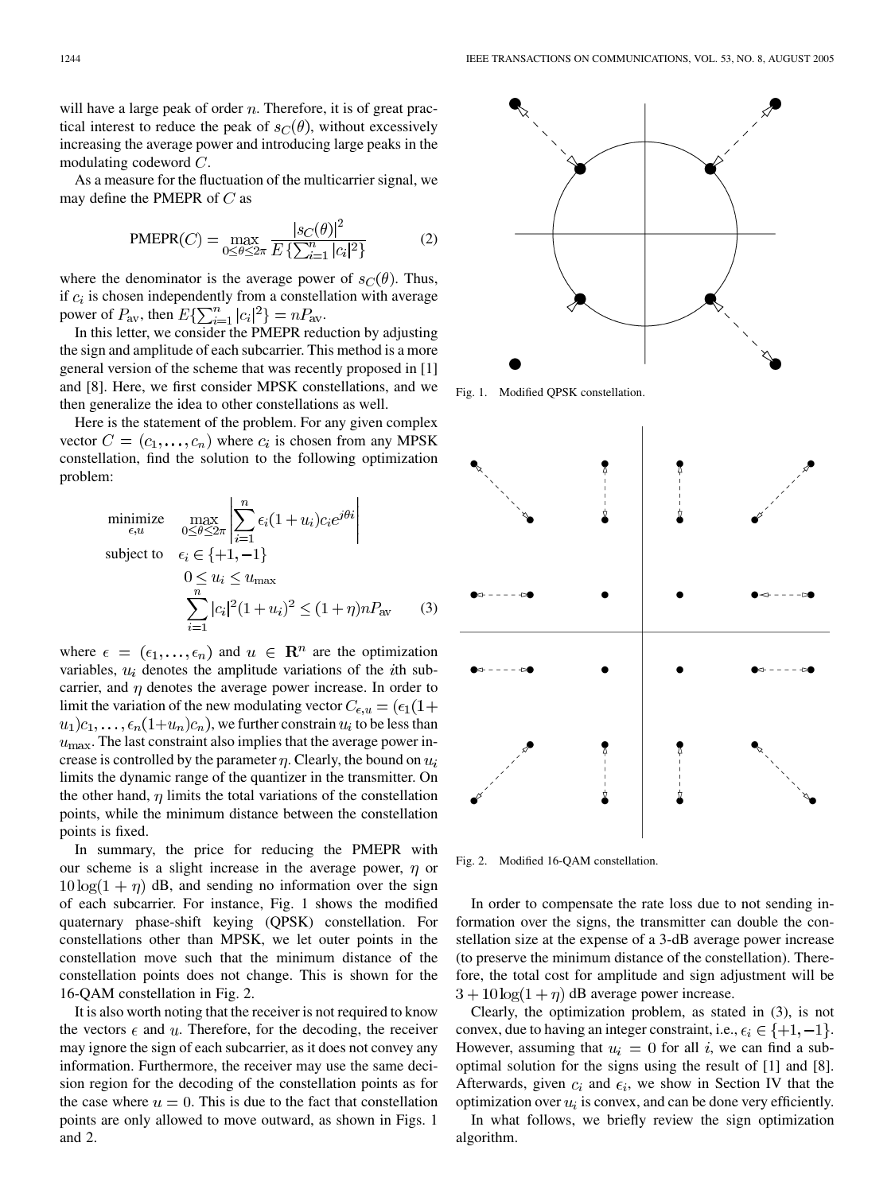will have a large peak of order $n$. Therefore, it is of great practical interest to reduce the peak of $s_C(\theta)$, without excessively increasing the average power and introducing large peaks in the modulating codeword $C$.

As a measure for the fluctuation of the multicarrier signal, we may define the PMEPR of $C$ as

$$\text{PMEPR}(C) = \max_{0 \leq \theta \leq 2\pi} \frac{|s_C(\theta)|^2}{E\{\sum_{i=1}^{n} |c_i|^2\}} \tag{2}$$

where the denominator is the average power of $s_C(\theta)$. Thus, if $c_i$ is chosen independently from a constellation with average power of $P_{\text{av}}$, then $E\{\sum_{i=1}^{n} |c_i|^2\} = nP_{\text{av}}$.

In this letter, we consider the PMEPR reduction by adjusting the sign and amplitude of each subcarrier. This method is a more general version of the scheme that was recently proposed in [1] and [8]. Here, we first consider MPSK constellations, and we then generalize the idea to other constellations as well.

Here is the statement of the problem. For any given complex vector $C = (c_1, \ldots, c_n)$ where $c_i$ is chosen from any MPSK constellation, find the solution to the following optimization problem:

$$\begin{aligned}
\underset{\epsilon, u}{\text{minimize}} \quad & \max_{0 \leq \theta \leq 2\pi} \left| \sum_{i=1}^{n} \epsilon_i (1 + u_i) c_i e^{j\theta i} \right| \\
\text{subject to} \quad & \epsilon_i \in \{+1, -1\} \\
& 0 \leq u_i \leq u_{\max} \\
& \sum_{i=1}^{n} |c_i|^2 (1 + u_i)^2 \leq (1 + \eta) n P_{\text{av}}
\end{aligned} \tag{3}$$

where $\epsilon = (\epsilon_1, \ldots, \epsilon_n)$ and $u \in \mathbf{R}^n$ are the optimization variables, $u_i$ denotes the amplitude variations of the $i$th subcarrier, and $\eta$ denotes the average power increase. In order to limit the variation of the new modulating vector $C_{\epsilon,u} = (\epsilon_1(1 + u_1)c_1, \ldots, \epsilon_n(1 + u_n)c_n)$, we further constrain $u_i$ to be less than $u_{\max}$. The last constraint also implies that the average power increase is controlled by the parameter $\eta$. Clearly, the bound on $u_i$ limits the dynamic range of the quantizer in the transmitter. On the other hand, $\eta$ limits the total variations of the constellation points, while the minimum distance between the constellation points is fixed.

In summary, the price for reducing the PMEPR with our scheme is a slight increase in the average power, $\eta$ or $10 \log(1 + \eta)$ dB, and sending no information over the sign of each subcarrier. For instance, Fig. 1 shows the modified quaternary phase-shift keying (QPSK) constellation. For constellations other than MPSK, we let outer points in the constellation move such that the minimum distance of the constellation points does not change. This is shown for the 16-QAM constellation in Fig. 2.

It is also worth noting that the receiver is not required to know the vectors $\epsilon$ and $u$. Therefore, for the decoding, the receiver may ignore the sign of each subcarrier, as it does not convey any information. Furthermore, the receiver may use the same decision region for the decoding of the constellation points as for the case where $u = 0$. This is due to the fact that constellation points are only allowed to move outward, as shown in Figs. 1 and 2.

Fig. 1. Modified QPSK constellation.

Fig. 2. Modified 16-QAM constellation.

In order to compensate the rate loss due to not sending information over the signs, the transmitter can double the constellation size at the expense of a 3-dB average power increase (to preserve the minimum distance of the constellation). Therefore, the total cost for amplitude and sign adjustment will be $3 + 10 \log(1 + \eta)$ dB average power increase.

Clearly, the optimization problem, as stated in (3), is not convex, due to having an integer constraint, i.e., $\epsilon_i \in \{+1, -1\}$. However, assuming that $u_i = 0$ for all $i$, we can find a suboptimal solution for the signs using the result of [1] and [8]. Afterwards, given $c_i$ and $\epsilon_i$, we show in Section IV that the optimization over $u_i$ is convex, and can be done very efficiently.

In what follows, we briefly review the sign optimization algorithm.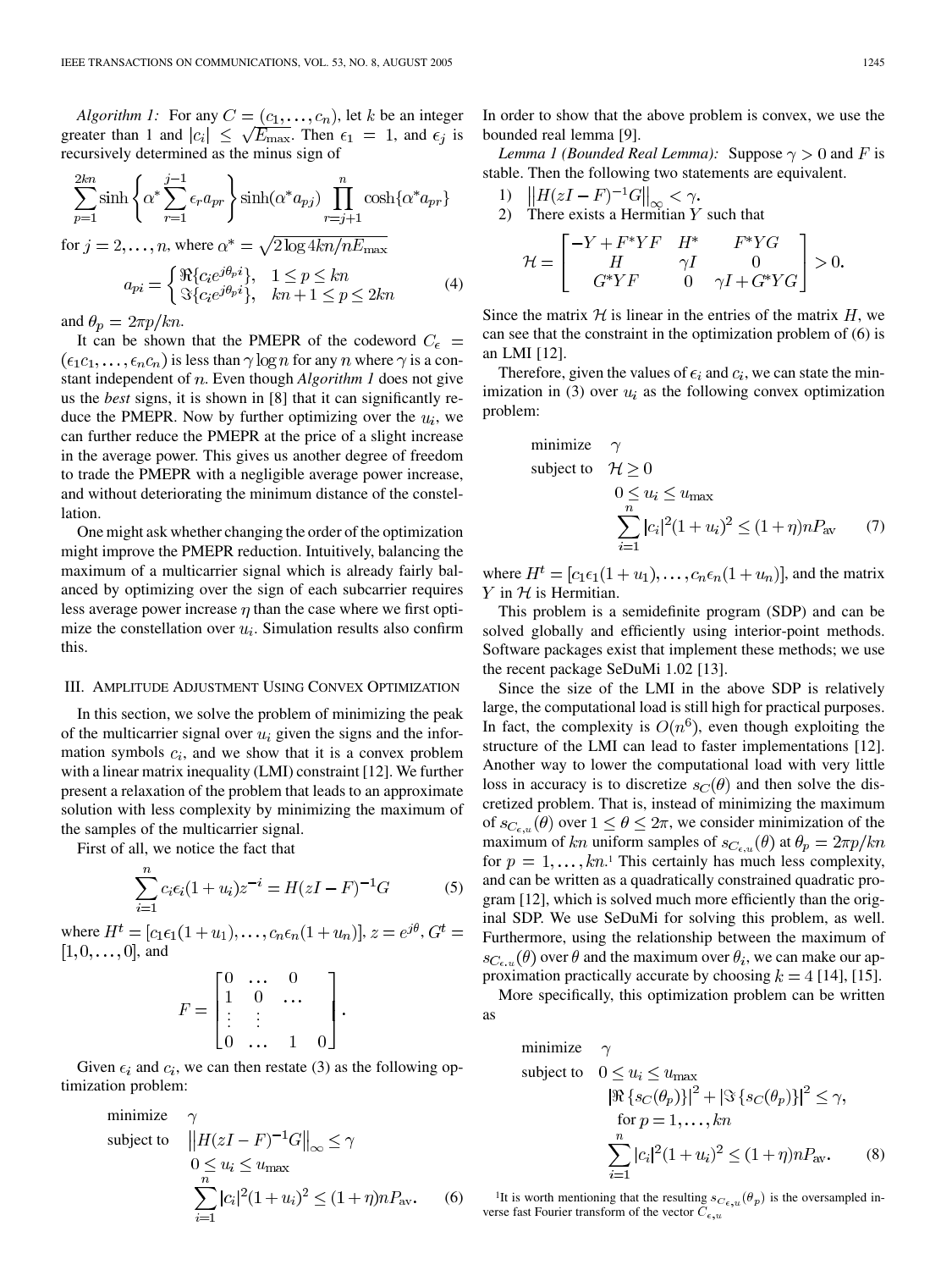*Algorithm 1:* For any $C = (c_1, \ldots, c_n)$, let $k$ be an integer greater than 1 and $|c_i| \leq \sqrt{E_{\max}}$. Then $\epsilon_1 = 1$, and $\epsilon_j$ is recursively determined as the minus sign of

$$\sum_{p=1}^{2kn} \sinh\left\{\alpha^* \sum_{r=1}^{j-1} \epsilon_r a_{pr}\right\} \sinh(\alpha^* a_{pj}) \prod_{r=j+1}^{n} \cosh\{\alpha^* a_{pr}\}$$

for $j = 2, \ldots, n$, where $\alpha^* = \sqrt{2 \log 4kn / nE_{\max}}$

$$a_{pi} = \begin{cases} \Re\{c_i e^{j\theta_p i}\}, & 1 \leq p \leq kn \\ \Im\{c_i e^{j\theta_p i}\}, & kn+1 \leq p \leq 2kn \end{cases} \tag{4}$$

and $\theta_p = 2\pi p / kn$.

It can be shown that the PMEPR of the codeword $C_\epsilon = (\epsilon_1 c_1, \ldots, \epsilon_n c_n)$ is less than $\gamma \log n$ for any $n$ where $\gamma$ is a constant independent of $n$. Even though *Algorithm 1* does not give us the *best* signs, it is shown in [8] that it can significantly reduce the PMEPR. Now by further optimizing over the $u_i$, we can further reduce the PMEPR at the price of a slight increase in the average power. This gives us another degree of freedom to trade the PMEPR with a negligible average power increase, and without deteriorating the minimum distance of the constellation.

One might ask whether changing the order of the optimization might improve the PMEPR reduction. Intuitively, balancing the maximum of a multicarrier signal which is already fairly balanced by optimizing over the sign of each subcarrier requires less average power increase $\eta$ than the case where we first optimize the constellation over $u_i$. Simulation results also confirm this.

## III. Amplitude Adjustment Using Convex Optimization

In this section, we solve the problem of minimizing the peak of the multicarrier signal over $u_i$ given the signs and the information symbols $c_i$, and we show that it is a convex problem with a linear matrix inequality (LMI) constraint [12]. We further present a relaxation of the problem that leads to an approximate solution with less complexity by minimizing the maximum of the samples of the multicarrier signal.

First of all, we notice the fact that

$$\sum_{i=1}^{n} c_i \epsilon_i (1 + u_i) z^{-i} = H(zI - F)^{-1} G \tag{5}$$

where $H^t = [c_1\epsilon_1(1+u_1), \ldots, c_n\epsilon_n(1+u_n)]$, $z = e^{j\theta}$, $G^t = [1, 0, \ldots, 0]$, and

$$F = \begin{bmatrix} 0 & \ldots & 0 & \\ 1 & 0 & \ldots & \\ \vdots & \vdots & & \\ 0 & \ldots & 1 & 0 \end{bmatrix}.$$

Given $\epsilon_i$ and $c_i$, we can then restate (3) as the following optimization problem:

$$\begin{aligned} \text{minimize} \quad & \gamma \\ \text{subject to} \quad & \left\| H(zI - F)^{-1} G \right\|_\infty \leq \gamma \\ & 0 \leq u_i \leq u_{\max} \\ & \sum_{i=1}^{n} |c_i|^2 (1 + u_i)^2 \leq (1 + \eta) n P_{\text{av}}. \end{aligned} \tag{6}$$

In order to show that the above problem is convex, we use the bounded real lemma [9].

*Lemma 1 (Bounded Real Lemma):* Suppose $\gamma > 0$ and $F$ is stable. Then the following two statements are equivalent.

1) $\left\| H(zI - F)^{-1} G \right\|_\infty < \gamma$.
2) There exists a Hermitian $Y$ such that

$$\mathcal{H} = \begin{bmatrix} -Y + F^* Y F & H^* & F^* Y G \\ H & \gamma I & 0 \\ G^* Y F & 0 & \gamma I + G^* Y G \end{bmatrix} > 0.$$

Since the matrix $\mathcal{H}$ is linear in the entries of the matrix $H$, we can see that the constraint in the optimization problem of (6) is an LMI [12].

Therefore, given the values of $\epsilon_i$ and $c_i$, we can state the minimization in (3) over $u_i$ as the following convex optimization problem:

$$\begin{aligned} \text{minimize} \quad & \gamma \\ \text{subject to} \quad & \mathcal{H} \geq 0 \\ & 0 \leq u_i \leq u_{\max} \\ & \sum_{i=1}^{n} |c_i|^2 (1 + u_i)^2 \leq (1 + \eta) n P_{\text{av}} \end{aligned} \tag{7}$$

where $H^t = [c_1\epsilon_1(1+u_1), \ldots, c_n\epsilon_n(1+u_n)]$, and the matrix $Y$ in $\mathcal{H}$ is Hermitian.

This problem is a semidefinite program (SDP) and can be solved globally and efficiently using interior-point methods. Software packages exist that implement these methods; we use the recent package SeDuMi 1.02 [13].

Since the size of the LMI in the above SDP is relatively large, the computational load is still high for practical purposes. In fact, the complexity is $O(n^6)$, even though exploiting the structure of the LMI can lead to faster implementations [12]. Another way to lower the computational load with very little loss in accuracy is to discretize $s_C(\theta)$ and then solve the discretized problem. That is, instead of minimizing the maximum of $s_{C_{\epsilon,u}}(\theta)$ over $1 \leq \theta \leq 2\pi$, we consider minimization of the maximum of $kn$ uniform samples of $s_{C_{\epsilon,u}}(\theta)$ at $\theta_p = 2\pi p / kn$ for $p = 1, \ldots, kn$.[1] This certainly has much less complexity, and can be written as a quadratically constrained quadratic program [12], which is solved much more efficiently than the original SDP. We use SeDuMi for solving this problem, as well. Furthermore, using the relationship between the maximum of $s_{C_{\epsilon,u}}(\theta)$ over $\theta$ and the maximum over $\theta_i$, we can make our approximation practically accurate by choosing $k = 4$ [14], [15].

More specifically, this optimization problem can be written as

$$\begin{aligned} \text{minimize} \quad & \gamma \\ \text{subject to} \quad & 0 \leq u_i \leq u_{\max} \\ & \left|\Re\{s_C(\theta_p)\}\right|^2 + \left|\Im\{s_C(\theta_p)\}\right|^2 \leq \gamma, \\ & \quad \text{for } p = 1, \ldots, kn \\ & \sum_{i=1}^{n} |c_i|^2 (1 + u_i)^2 \leq (1 + \eta) n P_{\text{av}}. \end{aligned} \tag{8}$$

[1] It is worth mentioning that the resulting $s_{C_{\epsilon,u}}(\theta_p)$ is the oversampled inverse fast Fourier transform of the vector $C_{\epsilon,u}$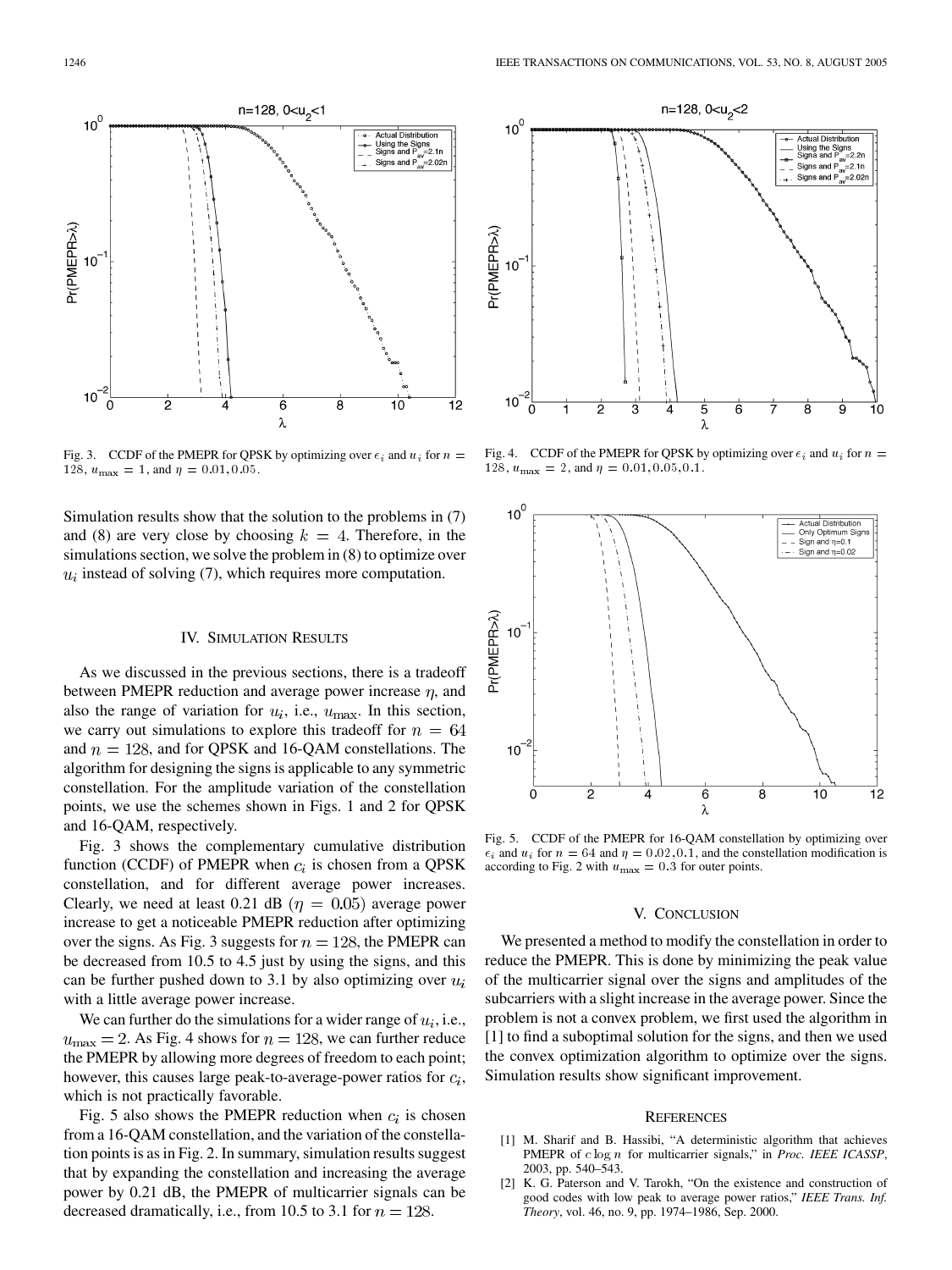Fig. 3. CCDF of the PMEPR for QPSK by optimizing over $\epsilon_i$ and $u_i$ for $n = 128$, $u_{\max} = 1$, and $\eta = 0.01, 0.05$.

Fig. 4. CCDF of the PMEPR for QPSK by optimizing over $\epsilon_i$ and $u_i$ for $n = 128$, $u_{\max} = 2$, and $\eta = 0.01, 0.05, 0.1$.

Fig. 5. CCDF of the PMEPR for 16-QAM constellation by optimizing over $\epsilon_i$ and $u_i$ for $n = 64$ and $\eta = 0.02, 0.1$, and the constellation modification is according to Fig. 2 with $u_{\max} = 0.3$ for outer points.

Simulation results show that the solution to the problems in (7) and (8) are very close by choosing $k = 4$. Therefore, in the simulations section, we solve the problem in (8) to optimize over $u_i$ instead of solving (7), which requires more computation.

## IV. Simulation Results

As we discussed in the previous sections, there is a tradeoff between PMEPR reduction and average power increase $\eta$, and also the range of variation for $u_i$, i.e., $u_{\max}$. In this section, we carry out simulations to explore this tradeoff for $n = 64$ and $n = 128$, and for QPSK and 16-QAM constellations. The algorithm for designing the signs is applicable to any symmetric constellation. For the amplitude variation of the constellation points, we use the schemes shown in Figs. 1 and 2 for QPSK and 16-QAM, respectively.

Fig. 3 shows the complementary cumulative distribution function (CCDF) of PMEPR when $c_i$ is chosen from a QPSK constellation, and for different average power increases. Clearly, we need at least 0.21 dB ($\eta = 0.05$) average power increase to get a noticeable PMEPR reduction after optimizing over the signs. As Fig. 3 suggests for $n = 128$, the PMEPR can be decreased from 10.5 to 4.5 just by using the signs, and this can be further pushed down to 3.1 by also optimizing over $u_i$ with a little average power increase.

We can further do the simulations for a wider range of $u_i$, i.e., $u_{\max} = 2$. As Fig. 4 shows for $n = 128$, we can further reduce the PMEPR by allowing more degrees of freedom to each point; however, this causes large peak-to-average-power ratios for $c_i$, which is not practically favorable.

Fig. 5 also shows the PMEPR reduction when $c_i$ is chosen from a 16-QAM constellation, and the variation of the constellation points is as in Fig. 2. In summary, simulation results suggest that by expanding the constellation and increasing the average power by 0.21 dB, the PMEPR of multicarrier signals can be decreased dramatically, i.e., from 10.5 to 3.1 for $n = 128$.

## V. Conclusion

We presented a method to modify the constellation in order to reduce the PMEPR. This is done by minimizing the peak value of the multicarrier signal over the signs and amplitudes of the subcarriers with a slight increase in the average power. Since the problem is not a convex problem, we first used the algorithm in [1] to find a suboptimal solution for the signs, and then we used the convex optimization algorithm to optimize over the signs. Simulation results show significant improvement.

## References

[1] M. Sharif and B. Hassibi, "A deterministic algorithm that achieves PMEPR of $c \log n$ for multicarrier signals," in *Proc. IEEE ICASSP*, 2003, pp. 540–543.

[2] K. G. Paterson and V. Tarokh, "On the existence and construction of good codes with low peak to average power ratios," *IEEE Trans. Inf. Theory*, vol. 46, no. 9, pp. 1974–1986, Sep. 2000.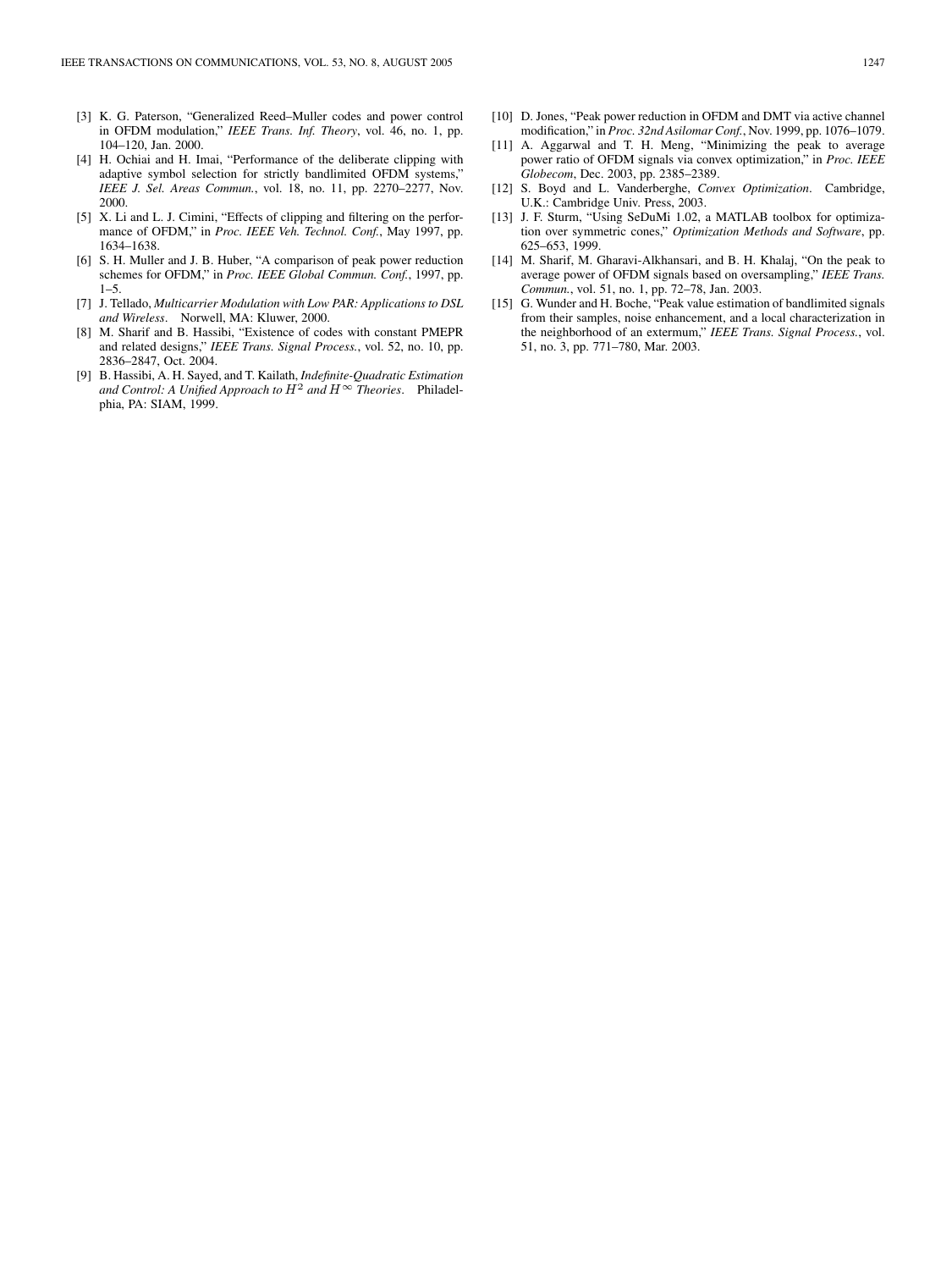[3] K. G. Paterson, "Generalized Reed–Muller codes and power control in OFDM modulation," *IEEE Trans. Inf. Theory*, vol. 46, no. 1, pp. 104–120, Jan. 2000.

[4] H. Ochiai and H. Imai, "Performance of the deliberate clipping with adaptive symbol selection for strictly bandlimited OFDM systems," *IEEE J. Sel. Areas Commun.*, vol. 18, no. 11, pp. 2270–2277, Nov. 2000.

[5] X. Li and L. J. Cimini, "Effects of clipping and filtering on the performance of OFDM," in *Proc. IEEE Veh. Technol. Conf.*, May 1997, pp. 1634–1638.

[6] S. H. Muller and J. B. Huber, "A comparison of peak power reduction schemes for OFDM," in *Proc. IEEE Global Commun. Conf.*, 1997, pp. 1–5.

[7] J. Tellado, *Multicarrier Modulation with Low PAR: Applications to DSL and Wireless*. Norwell, MA: Kluwer, 2000.

[8] M. Sharif and B. Hassibi, "Existence of codes with constant PMEPR and related designs," *IEEE Trans. Signal Process.*, vol. 52, no. 10, pp. 2836–2847, Oct. 2004.

[9] B. Hassibi, A. H. Sayed, and T. Kailath, *Indefinite-Quadratic Estimation and Control: A Unified Approach to $H^2$ and $H^\infty$ Theories*. Philadelphia, PA: SIAM, 1999.

[10] D. Jones, "Peak power reduction in OFDM and DMT via active channel modification," in *Proc. 32nd Asilomar Conf.*, Nov. 1999, pp. 1076–1079.

[11] A. Aggarwal and T. H. Meng, "Minimizing the peak to average power ratio of OFDM signals via convex optimization," in *Proc. IEEE Globecom*, Dec. 2003, pp. 2385–2389.

[12] S. Boyd and L. Vanderberghe, *Convex Optimization*. Cambridge, U.K.: Cambridge Univ. Press, 2003.

[13] J. F. Sturm, "Using SeDuMi 1.02, a MATLAB toolbox for optimization over symmetric cones," *Optimization Methods and Software*, pp. 625–653, 1999.

[14] M. Sharif, M. Gharavi-Alkhansari, and B. H. Khalaj, "On the peak to average power of OFDM signals based on oversampling," *IEEE Trans. Commun.*, vol. 51, no. 1, pp. 72–78, Jan. 2003.

[15] G. Wunder and H. Boche, "Peak value estimation of bandlimited signals from their samples, noise enhancement, and a local characterization in the neighborhood of an extermum," *IEEE Trans. Signal Process.*, vol. 51, no. 3, pp. 771–780, Mar. 2003.